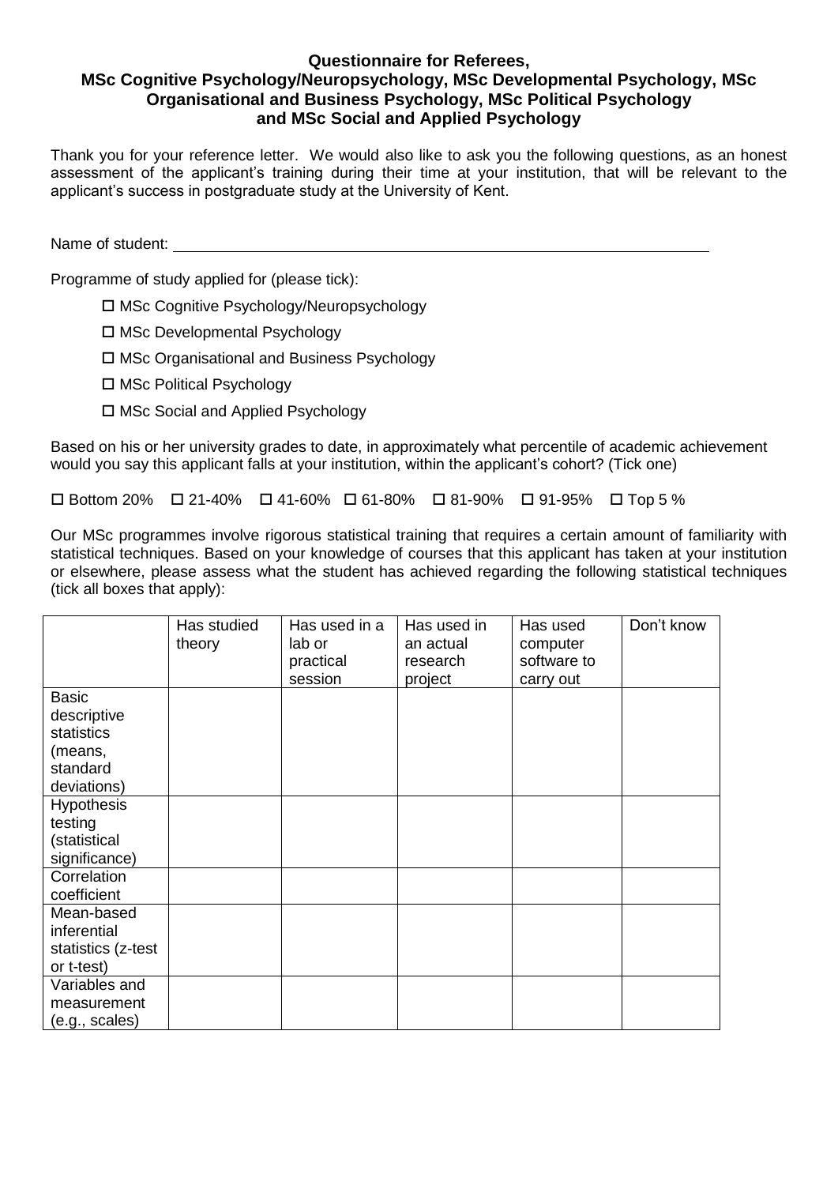**Questionnaire for Referees,**
**MSc Cognitive Psychology/Neuropsychology, MSc Developmental Psychology, MSc Organisational and Business Psychology, MSc Political Psychology and MSc Social and Applied Psychology**

Thank you for your reference letter. We would also like to ask you the following questions, as an honest assessment of the applicant's training during their time at your institution, that will be relevant to the applicant's success in postgraduate study at the University of Kent.

Name of student: ______________________________________________

Programme of study applied for (please tick):

- ☐ MSc Cognitive Psychology/Neuropsychology
- ☐ MSc Developmental Psychology
- ☐ MSc Organisational and Business Psychology
- ☐ MSc Political Psychology
- ☐ MSc Social and Applied Psychology

Based on his or her university grades to date, in approximately what percentile of academic achievement would you say this applicant falls at your institution, within the applicant's cohort? (Tick one)

☐ Bottom 20% ☐ 21-40% ☐ 41-60% ☐ 61-80% ☐ 81-90% ☐ 91-95% ☐ Top 5 %

Our MSc programmes involve rigorous statistical training that requires a certain amount of familiarity with statistical techniques. Based on your knowledge of courses that this applicant has taken at your institution or elsewhere, please assess what the student has achieved regarding the following statistical techniques (tick all boxes that apply):

| | Has studied theory | Has used in a lab or practical session | Has used in an actual research project | Has used computer software to carry out | Don't know |
|---|---|---|---|---|---|
| Basic descriptive statistics (means, standard deviations) | | | | | |
| Hypothesis testing (statistical significance) | | | | | |
| Correlation coefficient | | | | | |
| Mean-based inferential statistics (z-test or t-test) | | | | | |
| Variables and measurement (e.g., scales) | | | | | |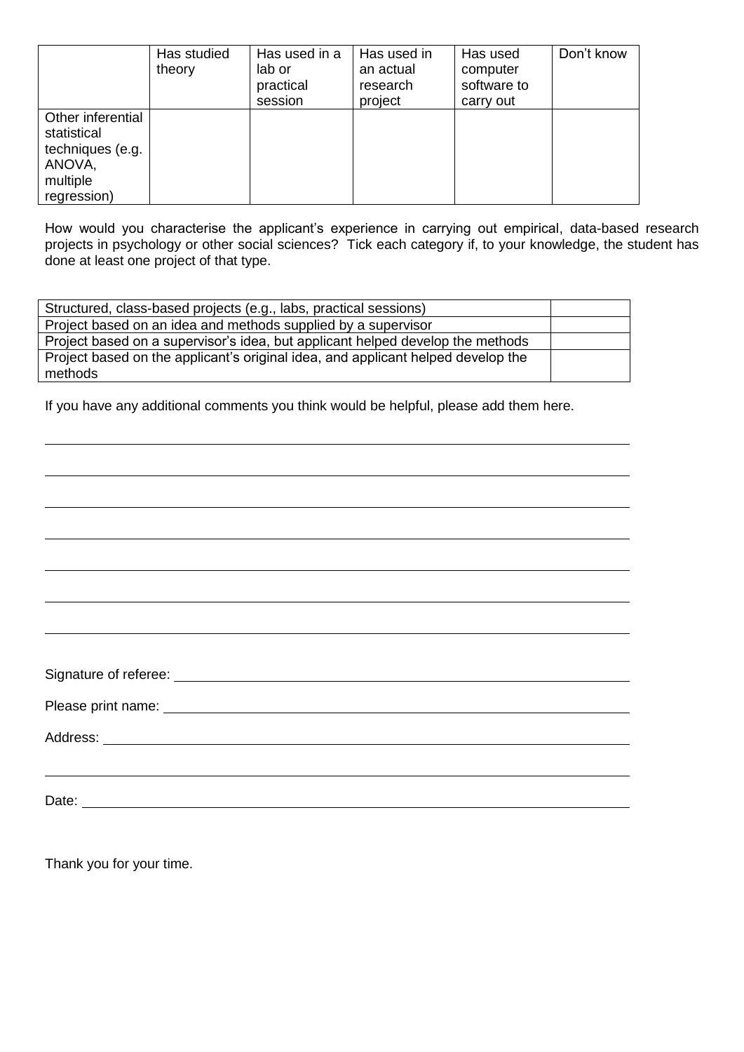| | Has studied theory | Has used in a lab or practical session | Has used in an actual research project | Has used computer software to carry out | Don't know |
|---|---|---|---|---|---|
| Other inferential statistical techniques (e.g. ANOVA, multiple regression) | | | | | |

How would you characterise the applicant's experience in carrying out empirical, data-based research projects in psychology or other social sciences? Tick each category if, to your knowledge, the student has done at least one project of that type.

| | |
|---|---|
| Structured, class-based projects (e.g., labs, practical sessions) | |
| Project based on an idea and methods supplied by a supervisor | |
| Project based on a supervisor's idea, but applicant helped develop the methods | |
| Project based on the applicant's original idea, and applicant helped develop the methods | |

If you have any additional comments you think would be helpful, please add them here.

_______________________________________________

_______________________________________________

_______________________________________________

_______________________________________________

_______________________________________________

_______________________________________________

_______________________________________________

Signature of referee: ______________________________

Please print name: ______________________________

Address: ______________________________

_______________________________________________

Date: ______________________________

Thank you for your time.